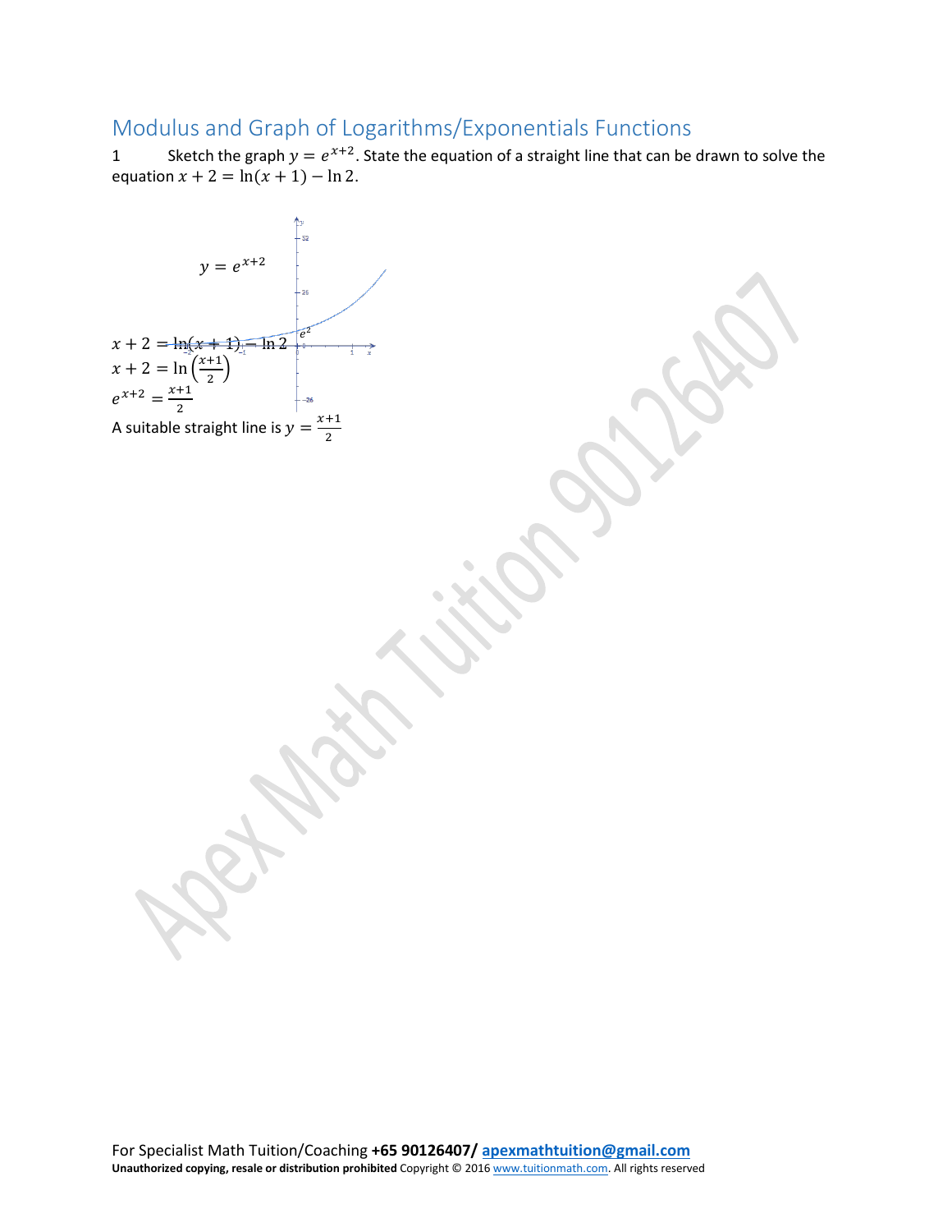# Modulus and Graph of Logarithms/Exponentials Functions

1 Sketch the graph $y = e^{x+2}$. State the equation of a straight line that can be drawn to solve the equation $x + 2 = \ln(x + 1) - \ln 2$.

$y = e^{x+2}$

$e^2$

$x + 2 = \ln(x + 1) - \ln 2$

$x + 2 = \ln\left(\frac{x+1}{2}\right)$

$e^{x+2} = \frac{x+1}{2}$

A suitable straight line is $y = \frac{x+1}{2}$

For Specialist Math Tuition/Coaching **+65 90126407/ apexmathtuition@gmail.com**

**Unauthorized copying, resale or distribution prohibited** Copyright © 2016 www.tuitionmath.com. All rights reserved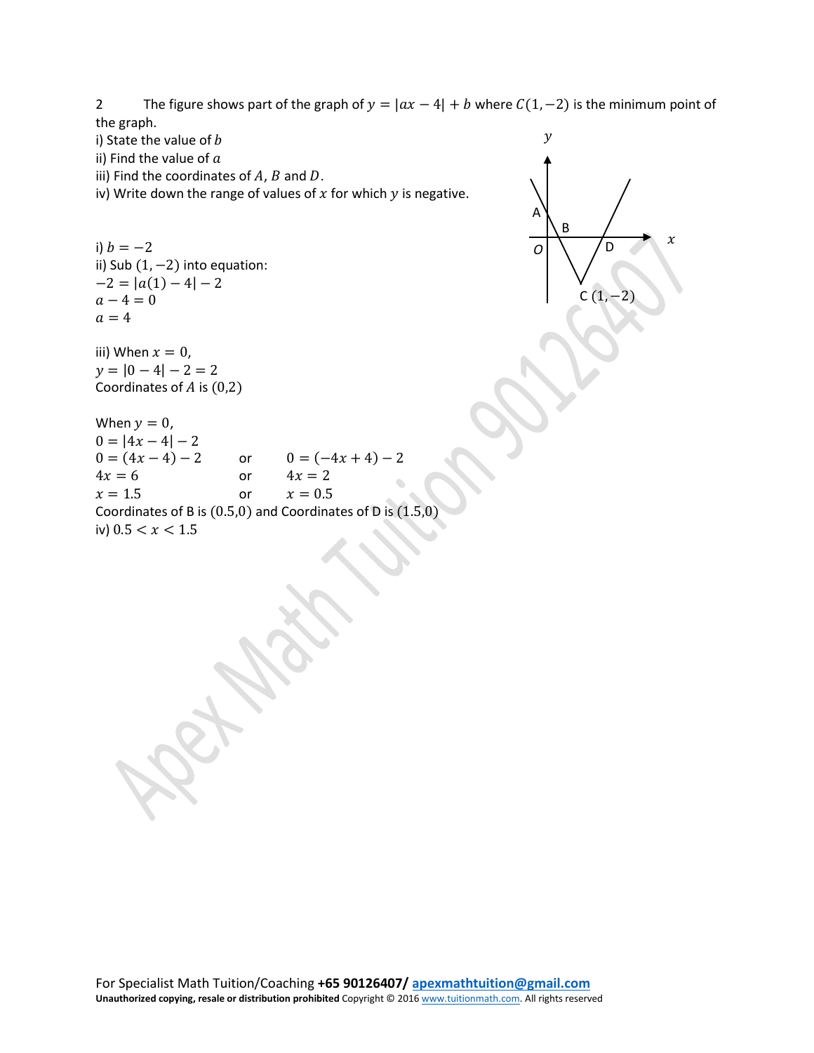2 The figure shows part of the graph of $y = |ax - 4| + b$ where $C(1, -2)$ is the minimum point of the graph.

i) State the value of $b$

ii) Find the value of $a$

iii) Find the coordinates of $A$, $B$ and $D$.

iv) Write down the range of values of $x$ for which $y$ is negative.

i) $b = -2$

ii) Sub $(1, -2)$ into equation:

$-2 = |a(1) - 4| - 2$

$a - 4 = 0$

$a = 4$

iii) When $x = 0$,

$y = |0 - 4| - 2 = 2$

Coordinates of $A$ is $(0,2)$

When $y = 0$,

$0 = |4x - 4| - 2$

$0 = (4x - 4) - 2$ or $0 = (-4x + 4) - 2$

$4x = 6$ or $4x = 2$

$x = 1.5$ or $x = 0.5$

Coordinates of B is $(0.5,0)$ and Coordinates of D is $(1.5,0)$

iv) $0.5 < x < 1.5$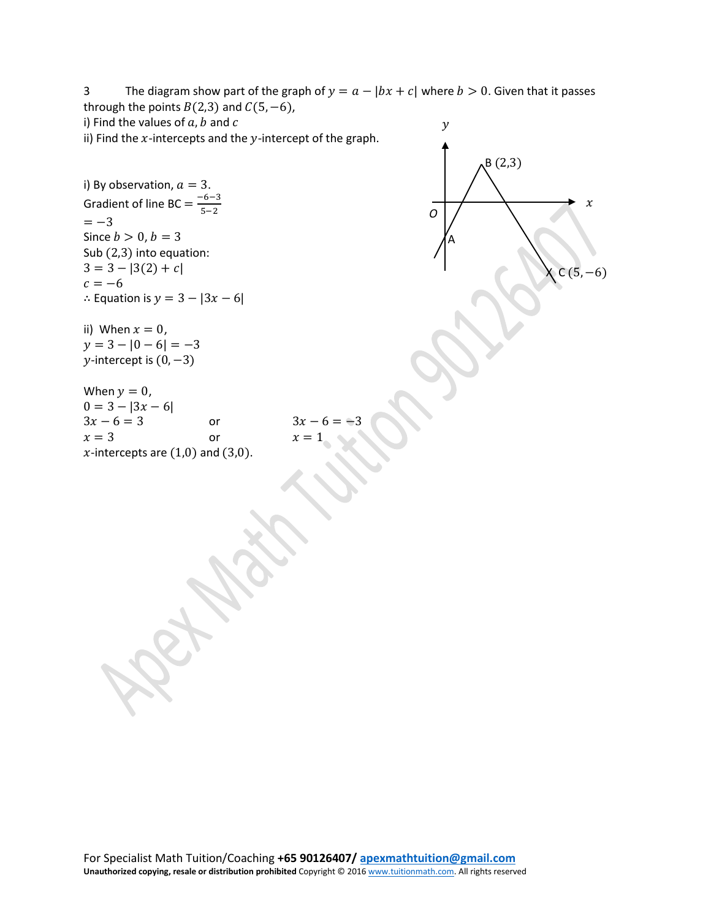3 The diagram show part of the graph of $y = a - |bx + c|$ where $b > 0$. Given that it passes through the points $B(2,3)$ and $C(5,-6)$,

i) Find the values of $a, b$ and $c$

ii) Find the $x$-intercepts and the $y$-intercept of the graph.

i) By observation, $a = 3$.

Gradient of line BC $= \frac{-6-3}{5-2}$

$= -3$

Since $b > 0$, $b = 3$

Sub $(2,3)$ into equation:

$3 = 3 - |3(2) + c|$

$c = -6$

$\therefore$ Equation is $y = 3 - |3x - 6|$

ii) When $x = 0$,

$y = 3 - |0 - 6| = -3$

$y$-intercept is $(0, -3)$

When $y = 0$,

$0 = 3 - |3x - 6|$

$3x - 6 = 3$ or $3x - 6 = -3$

$x = 3$ or $x = 1$

$x$-intercepts are $(1,0)$ and $(3,0)$.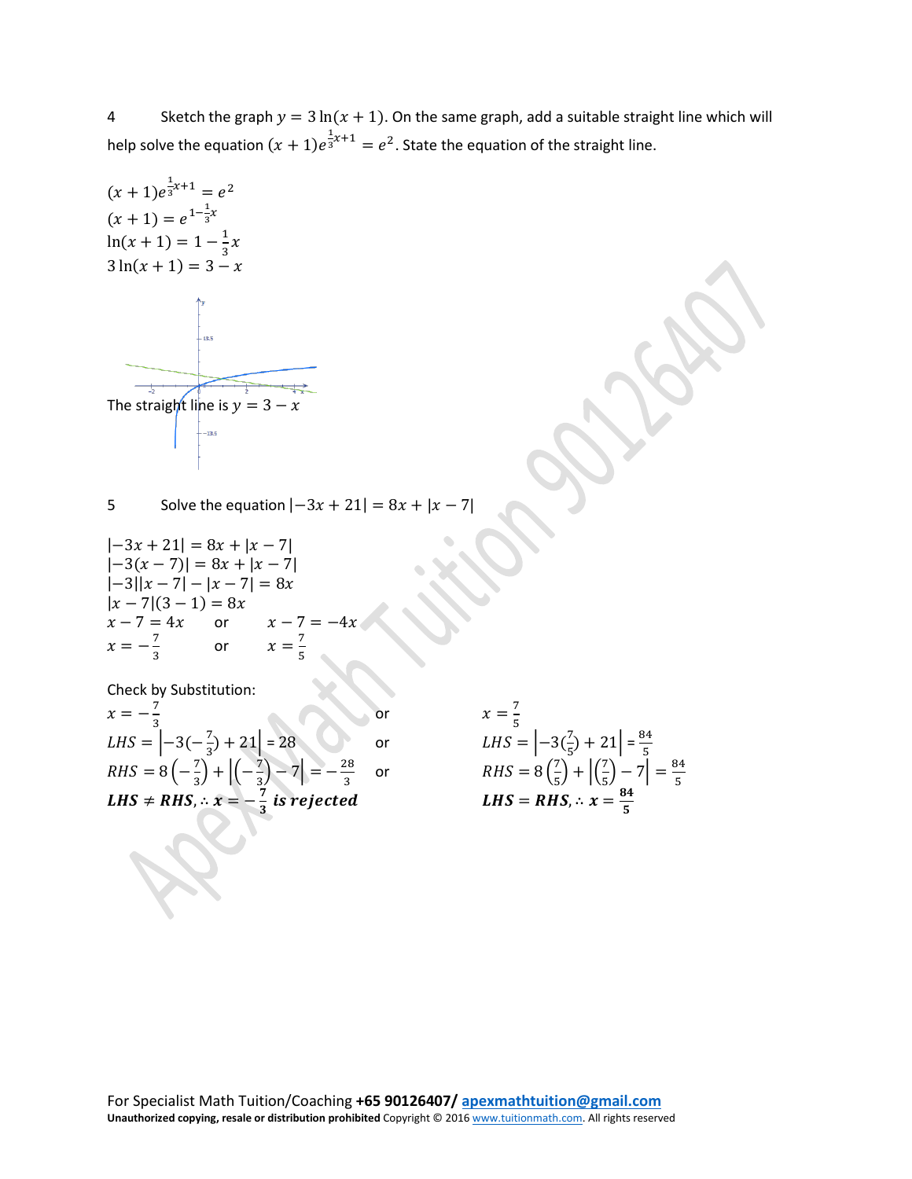4 Sketch the graph $y = 3\ln(x+1)$. On the same graph, add a suitable straight line which will help solve the equation $(x+1)e^{\frac{1}{3}x+1} = e^2$. State the equation of the straight line.

$(x+1)e^{\frac{1}{3}x+1} = e^2$

$(x+1) = e^{1-\frac{1}{3}x}$

$\ln(x+1) = 1 - \frac{1}{3}x$

$3\ln(x+1) = 3 - x$

The straight line is $y = 3 - x$

5 Solve the equation $|-3x+21| = 8x + |x-7|$

$|-3x+21| = 8x + |x-7|$

$|-3(x-7)| = 8x + |x-7|$

$|-3||x-7| - |x-7| = 8x$

$|x-7|(3-1) = 8x$

$x - 7 = 4x$ or $x - 7 = -4x$

$x = -\frac{7}{3}$ or $x = \frac{7}{5}$

Check by Substitution:

$x = -\frac{7}{3}$ or $x = \frac{7}{5}$

$LHS = \left|-3(-\frac{7}{3}) + 21\right| = 28$ or $LHS = \left|-3(\frac{7}{5}) + 21\right| = \frac{84}{5}$

$RHS = 8\left(-\frac{7}{3}\right) + \left|\left(-\frac{7}{3}\right) - 7\right| = -\frac{28}{3}$ or $RHS = 8\left(\frac{7}{5}\right) + \left|\left(\frac{7}{5}\right) - 7\right| = \frac{84}{5}$

$\boldsymbol{LHS \neq RHS, \therefore x = -\frac{7}{3}}$ ***is rejected***

$\boldsymbol{LHS = RHS, \therefore x = \frac{84}{5}}$

For Specialist Math Tuition/Coaching **+65 90126407/** apexmathtuition@gmail.com

**Unauthorized copying, resale or distribution prohibited** Copyright © 2016 www.tuitionmath.com. All rights reserved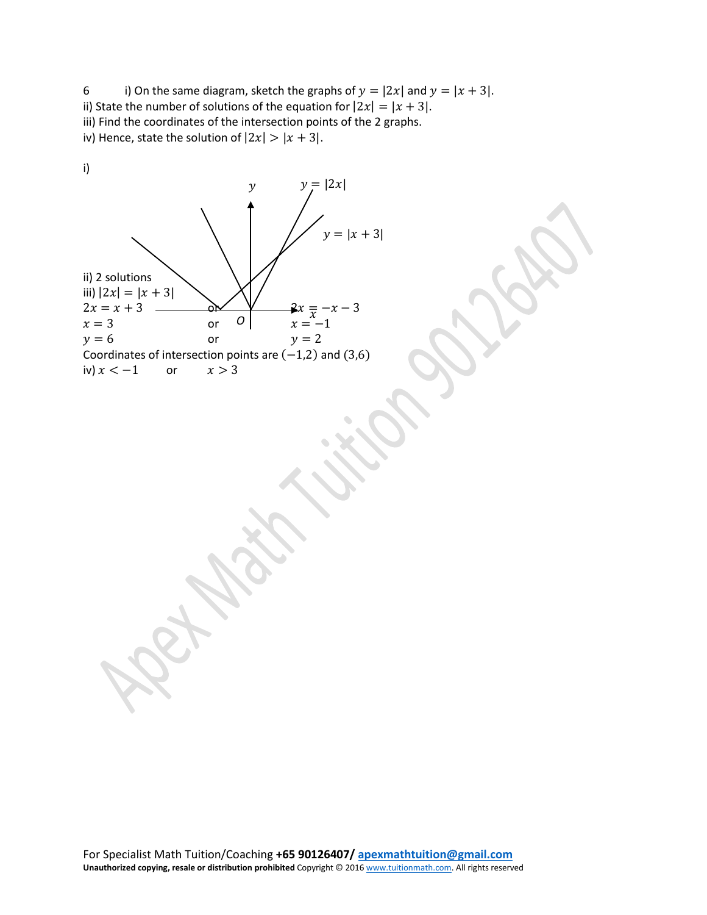6 i) On the same diagram, sketch the graphs of $y = |2x|$ and $y = |x + 3|$.

ii) State the number of solutions of the equation for $|2x| = |x + 3|$.

iii) Find the coordinates of the intersection points of the 2 graphs.

iv) Hence, state the solution of $|2x| > |x + 3|$.

i)

ii) 2 solutions

iii) $|2x| = |x + 3|$

$2x = x + 3$ or $2x = -x - 3$

$x = 3$ or $x = -1$

$y = 6$ or $y = 2$

Coordinates of intersection points are $(-1,2)$ and $(3,6)$

iv) $x < -1$ or $x > 3$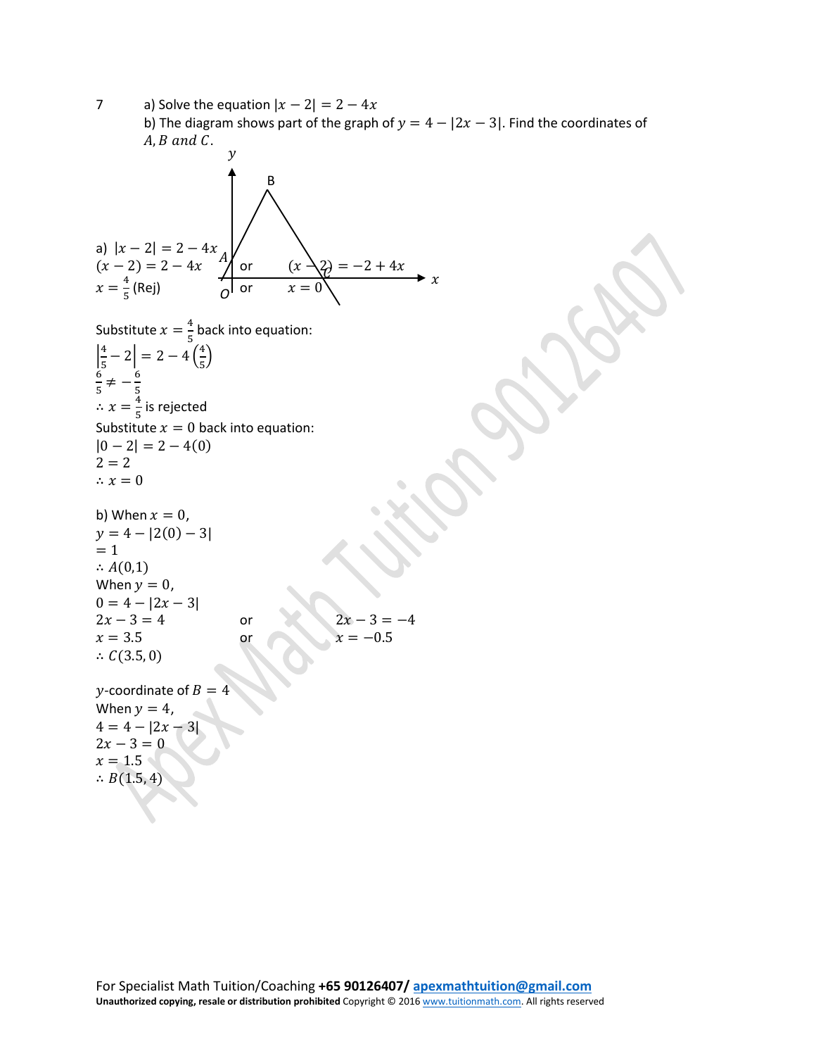7 a) Solve the equation $|x-2| = 2-4x$

b) The diagram shows part of the graph of $y = 4 - |2x-3|$. Find the coordinates of $A, B$ and $C$.

a) $|x-2| = 2-4x$

$(x-2) = 2-4x$ or $(x-2) = -2+4x$

$x = \frac{4}{5}$ (Rej) or $x = 0$

Substitute $x = \frac{4}{5}$ back into equation:

$\left|\frac{4}{5} - 2\right| = 2 - 4\left(\frac{4}{5}\right)$

$\frac{6}{5} \neq -\frac{6}{5}$

$\therefore x = \frac{4}{5}$ is rejected

Substitute $x = 0$ back into equation:

$|0-2| = 2-4(0)$

$2 = 2$

$\therefore x = 0$

b) When $x = 0$,

$y = 4 - |2(0) - 3|$

$= 1$

$\therefore A(0,1)$

When $y = 0$,

$0 = 4 - |2x-3|$

$2x - 3 = 4$ or $2x - 3 = -4$

$x = 3.5$ or $x = -0.5$

$\therefore C(3.5, 0)$

$y$-coordinate of $B = 4$

When $y = 4$,

$4 = 4 - |2x-3|$

$2x - 3 = 0$

$x = 1.5$

$\therefore B(1.5, 4)$

For Specialist Math Tuition/Coaching **+65 90126407/** apexmathtuition@gmail.com

**Unauthorized copying, resale or distribution prohibited** Copyright © 2016 www.tuitionmath.com. All rights reserved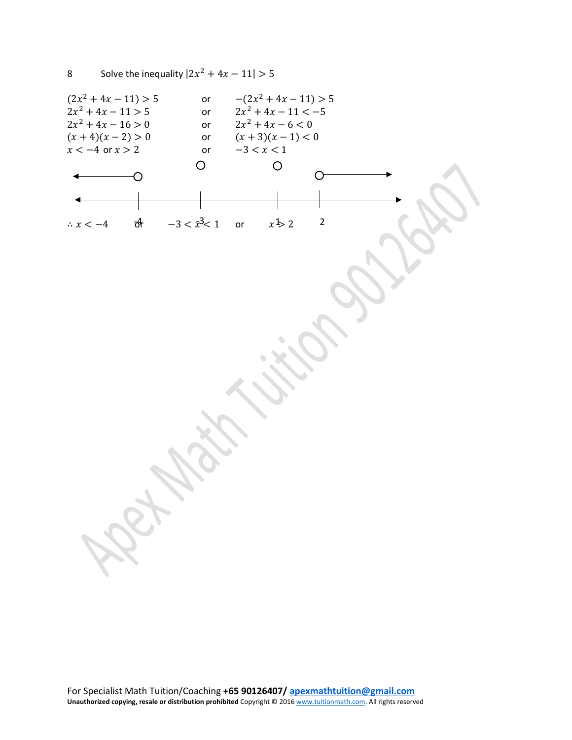8 Solve the inequality $|2x^2 + 4x - 11| > 5$

| | | |
|---|---|---|
| $(2x^2 + 4x - 11) > 5$ | or | $-(2x^2 + 4x - 11) > 5$ |
| $2x^2 + 4x - 11 > 5$ | or | $2x^2 + 4x - 11 < -5$ |
| $2x^2 + 4x - 16 > 0$ | or | $2x^2 + 4x - 6 < 0$ |
| $(x + 4)(x - 2) > 0$ | or | $(x + 3)(x - 1) < 0$ |
| $x < -4$ or $x > 2$ | or | $-3 < x < 1$ |

$-4 \qquad -3 \qquad 1 \qquad 2$

$\therefore x < -4$ or $-3 < x < 1$ or $x > 2$

For Specialist Math Tuition/Coaching **+65 90126407/** apexmathtuition@gmail.com

**Unauthorized copying, resale or distribution prohibited** Copyright © 2016 www.tuitionmath.com. All rights reserved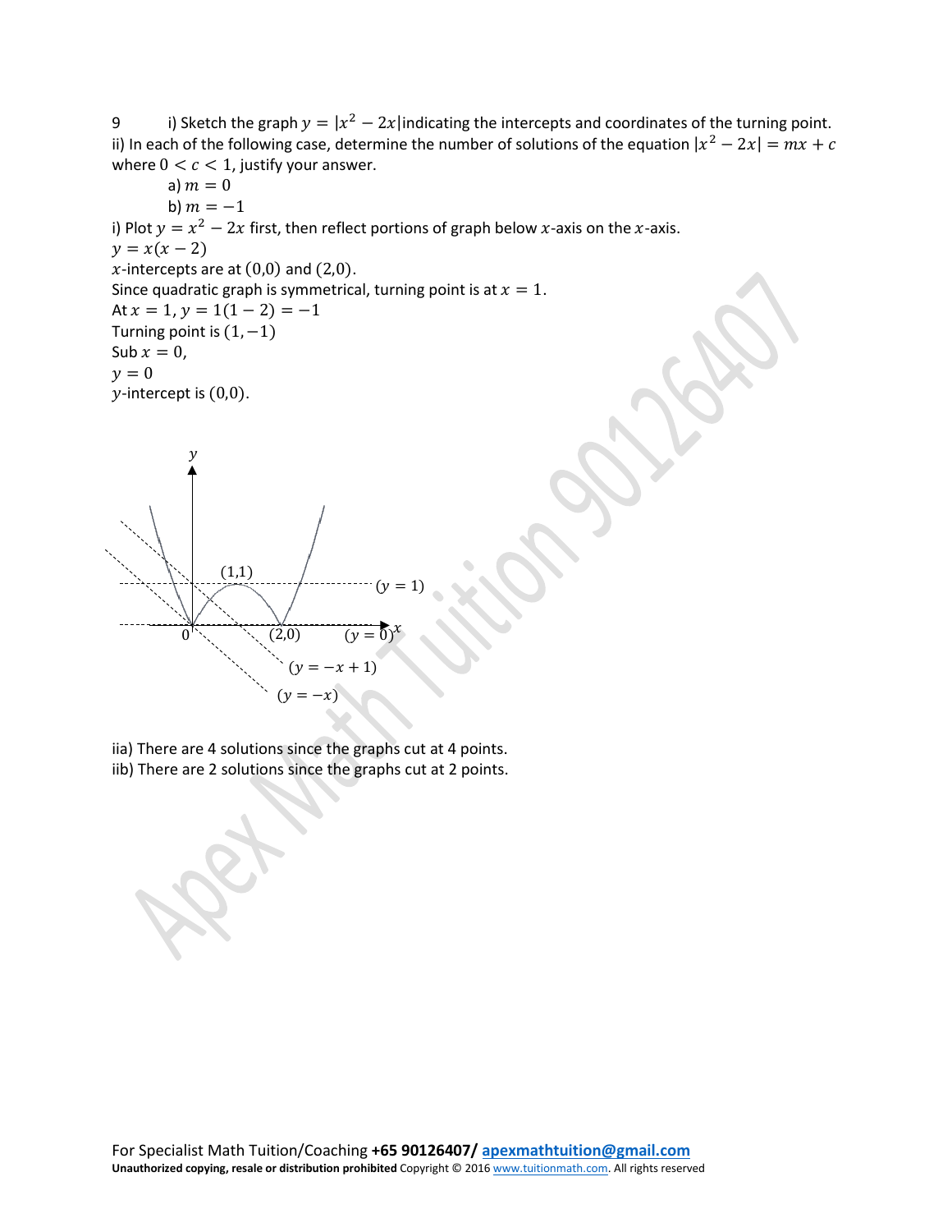9 i) Sketch the graph $y = |x^2 - 2x|$ indicating the intercepts and coordinates of the turning point.

ii) In each of the following case, determine the number of solutions of the equation $|x^2 - 2x| = mx + c$ where $0 < c < 1$, justify your answer.

a) $m = 0$

b) $m = -1$

i) Plot $y = x^2 - 2x$ first, then reflect portions of graph below $x$-axis on the $x$-axis.

$y = x(x - 2)$

$x$-intercepts are at $(0,0)$ and $(2,0)$.

Since quadratic graph is symmetrical, turning point is at $x = 1$.

At $x = 1, y = 1(1 - 2) = -1$

Turning point is $(1, -1)$

Sub $x = 0$,

$y = 0$

$y$-intercept is $(0,0)$.

iia) There are 4 solutions since the graphs cut at 4 points.

iib) There are 2 solutions since the graphs cut at 2 points.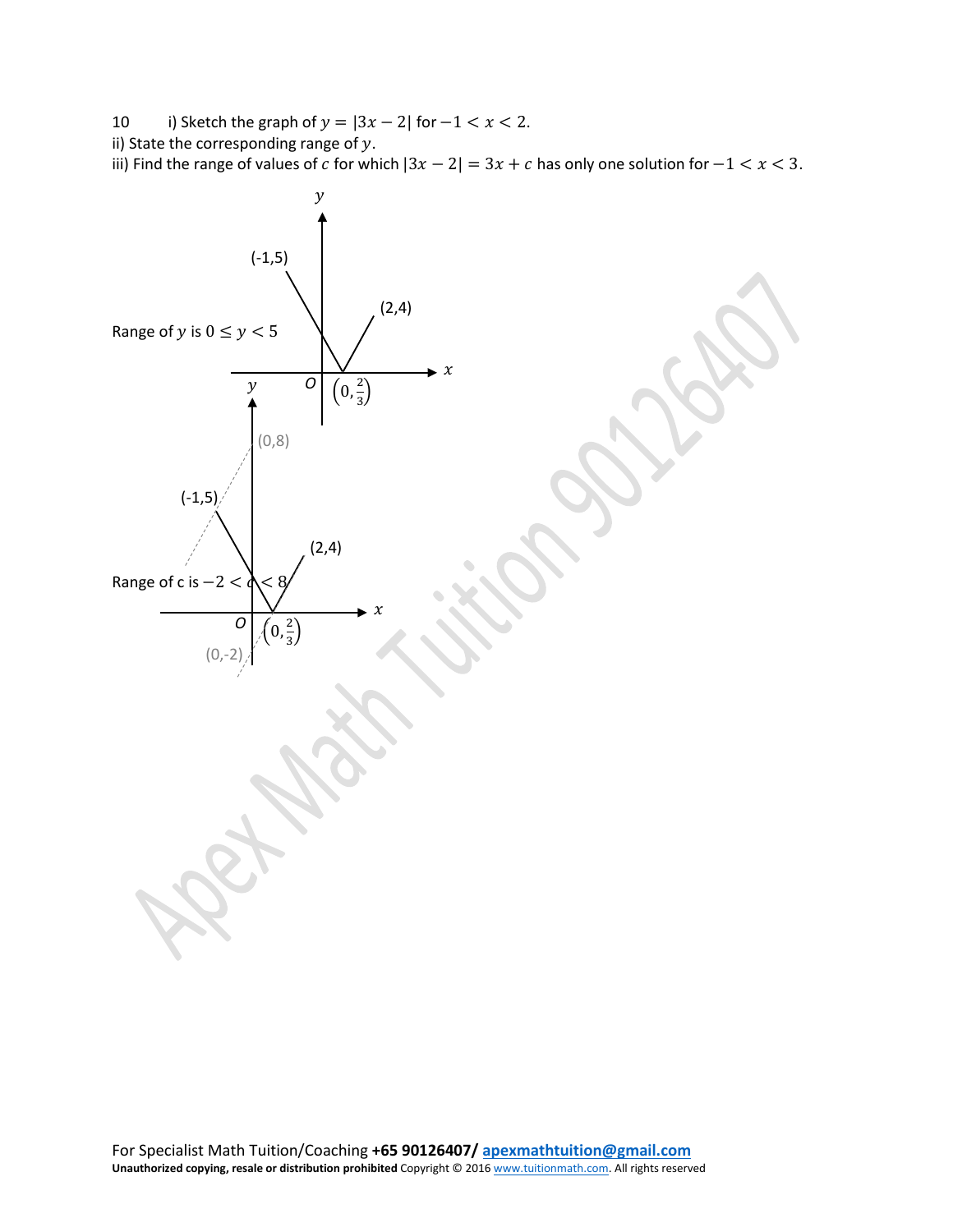10 i) Sketch the graph of $y = |3x - 2|$ for $-1 < x < 2$.

ii) State the corresponding range of $y$.

iii) Find the range of values of $c$ for which $|3x - 2| = 3x + c$ has only one solution for $-1 < x < 3$.

$y$

(-1,5)

(2,4)

Range of $y$ is $0 \leq y < 5$

$O$

$\left(0, \frac{2}{3}\right)$

$x$

$y$

(0,8)

(-1,5)

(2,4)

Range of c is $-2 < c < 8$

$O$

$\left(0, \frac{2}{3}\right)$

$x$

(0,-2)

For Specialist Math Tuition/Coaching **+65 90126407/** apexmathtuition@gmail.com

**Unauthorized copying, resale or distribution prohibited** Copyright © 2016 www.tuitionmath.com. All rights reserved